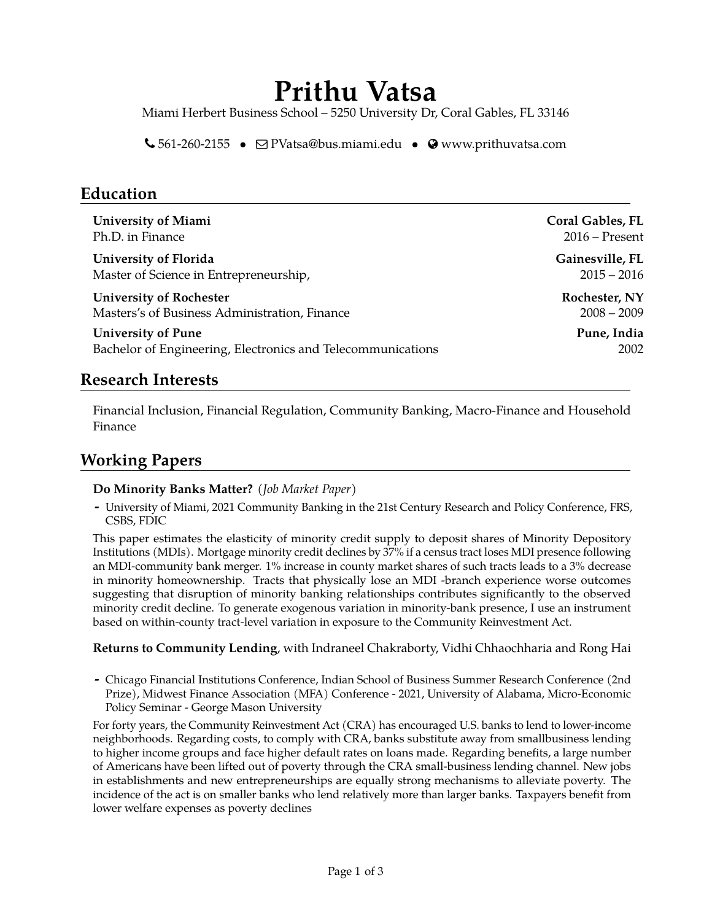# Prithu Vatsa

Miami Herbert Business School – 5250 University Dr, Coral Gables, FL 33146

561-260-2155 • PVatsa@bus.miami.edu • www.prithuvatsa.com

## Education

**University of Miami** — **Coral Gables, FL**
Ph.D. in Finance — 2016 – Present

**University of Florida** — **Gainesville, FL**
Master of Science in Entrepreneurship, — 2015 – 2016

**University of Rochester** — **Rochester, NY**
Masters's of Business Administration, Finance — 2008 – 2009

**University of Pune** — **Pune, India**
Bachelor of Engineering, Electronics and Telecommunications — 2002

## Research Interests

Financial Inclusion, Financial Regulation, Community Banking, Macro-Finance and Household Finance

## Working Papers

**Do Minority Banks Matter?** (*Job Market Paper*)

- University of Miami, 2021 Community Banking in the 21st Century Research and Policy Conference, FRS, CSBS, FDIC

This paper estimates the elasticity of minority credit supply to deposit shares of Minority Depository Institutions (MDIs). Mortgage minority credit declines by 37% if a census tract loses MDI presence following an MDI-community bank merger. 1% increase in county market shares of such tracts leads to a 3% decrease in minority homeownership. Tracts that physically lose an MDI -branch experience worse outcomes suggesting that disruption of minority banking relationships contributes significantly to the observed minority credit decline. To generate exogenous variation in minority-bank presence, I use an instrument based on within-county tract-level variation in exposure to the Community Reinvestment Act.

**Returns to Community Lending**, with Indraneel Chakraborty, Vidhi Chhaochharia and Rong Hai

- Chicago Financial Institutions Conference, Indian School of Business Summer Research Conference (2nd Prize), Midwest Finance Association (MFA) Conference - 2021, University of Alabama, Micro-Economic Policy Seminar - George Mason University

For forty years, the Community Reinvestment Act (CRA) has encouraged U.S. banks to lend to lower-income neighborhoods. Regarding costs, to comply with CRA, banks substitute away from smallbusiness lending to higher income groups and face higher default rates on loans made. Regarding benefits, a large number of Americans have been lifted out of poverty through the CRA small-business lending channel. New jobs in establishments and new entrepreneurships are equally strong mechanisms to alleviate poverty. The incidence of the act is on smaller banks who lend relatively more than larger banks. Taxpayers benefit from lower welfare expenses as poverty declines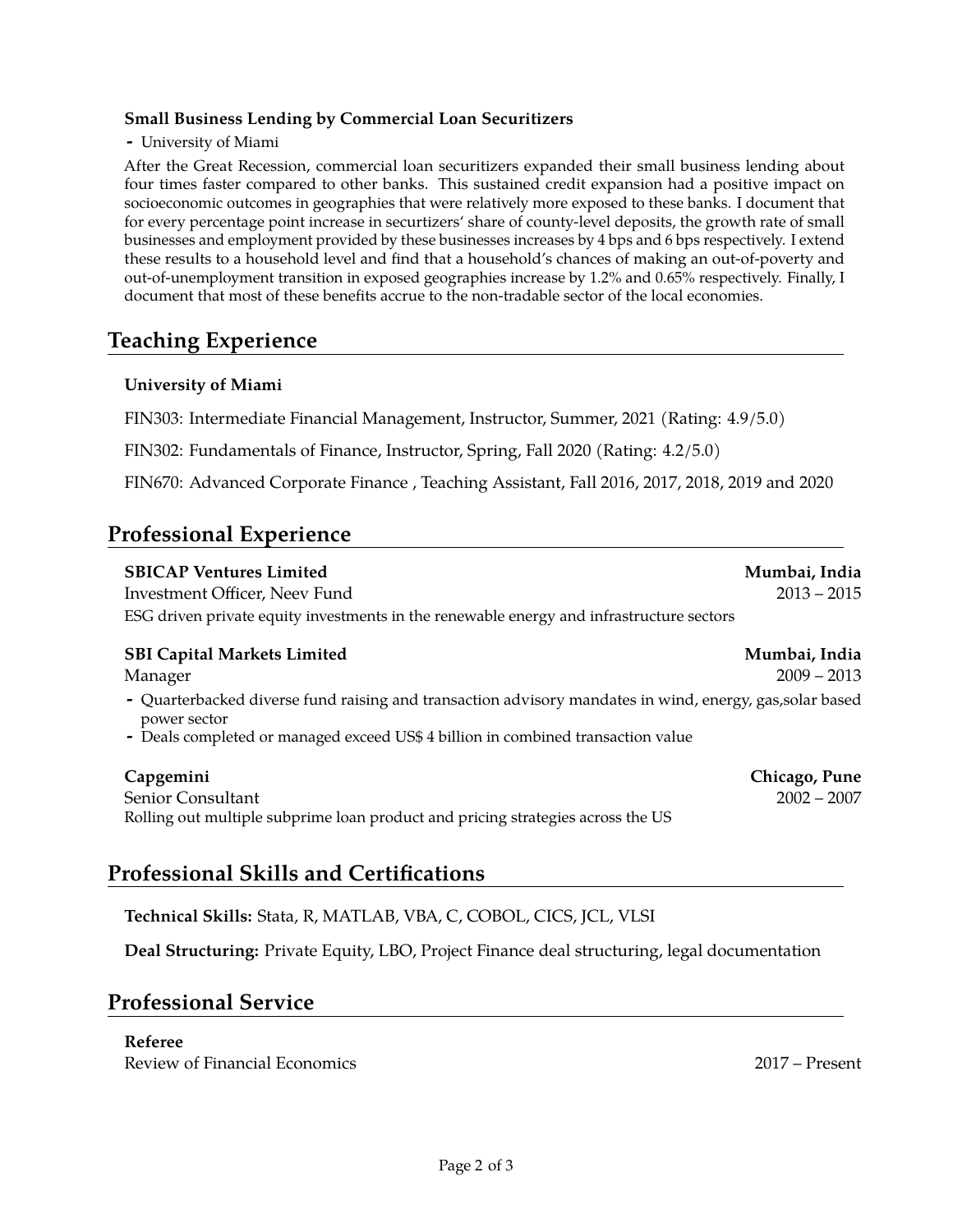**Small Business Lending by Commercial Loan Securitizers**

- University of Miami

After the Great Recession, commercial loan securitizers expanded their small business lending about four times faster compared to other banks. This sustained credit expansion had a positive impact on socioeconomic outcomes in geographies that were relatively more exposed to these banks. I document that for every percentage point increase in securtizers' share of county-level deposits, the growth rate of small businesses and employment provided by these businesses increases by 4 bps and 6 bps respectively. I extend these results to a household level and find that a household's chances of making an out-of-poverty and out-of-unemployment transition in exposed geographies increase by 1.2% and 0.65% respectively. Finally, I document that most of these benefits accrue to the non-tradable sector of the local economies.

## Teaching Experience

**University of Miami**

FIN303: Intermediate Financial Management, Instructor, Summer, 2021 (Rating: 4.9/5.0)

FIN302: Fundamentals of Finance, Instructor, Spring, Fall 2020 (Rating: 4.2/5.0)

FIN670: Advanced Corporate Finance , Teaching Assistant, Fall 2016, 2017, 2018, 2019 and 2020

## Professional Experience

**SBICAP Ventures Limited** — **Mumbai, India**
Investment Officer, Neev Fund — 2013 – 2015
ESG driven private equity investments in the renewable energy and infrastructure sectors

**SBI Capital Markets Limited** — **Mumbai, India**
Manager — 2009 – 2013

- Quarterbacked diverse fund raising and transaction advisory mandates in wind, energy, gas,solar based power sector
- Deals completed or managed exceed US$ 4 billion in combined transaction value

**Capgemini** — **Chicago, Pune**
Senior Consultant — 2002 – 2007
Rolling out multiple subprime loan product and pricing strategies across the US

## Professional Skills and Certifications

**Technical Skills:** Stata, R, MATLAB, VBA, C, COBOL, CICS, JCL, VLSI

**Deal Structuring:** Private Equity, LBO, Project Finance deal structuring, legal documentation

## Professional Service

**Referee**
Review of Financial Economics — 2017 – Present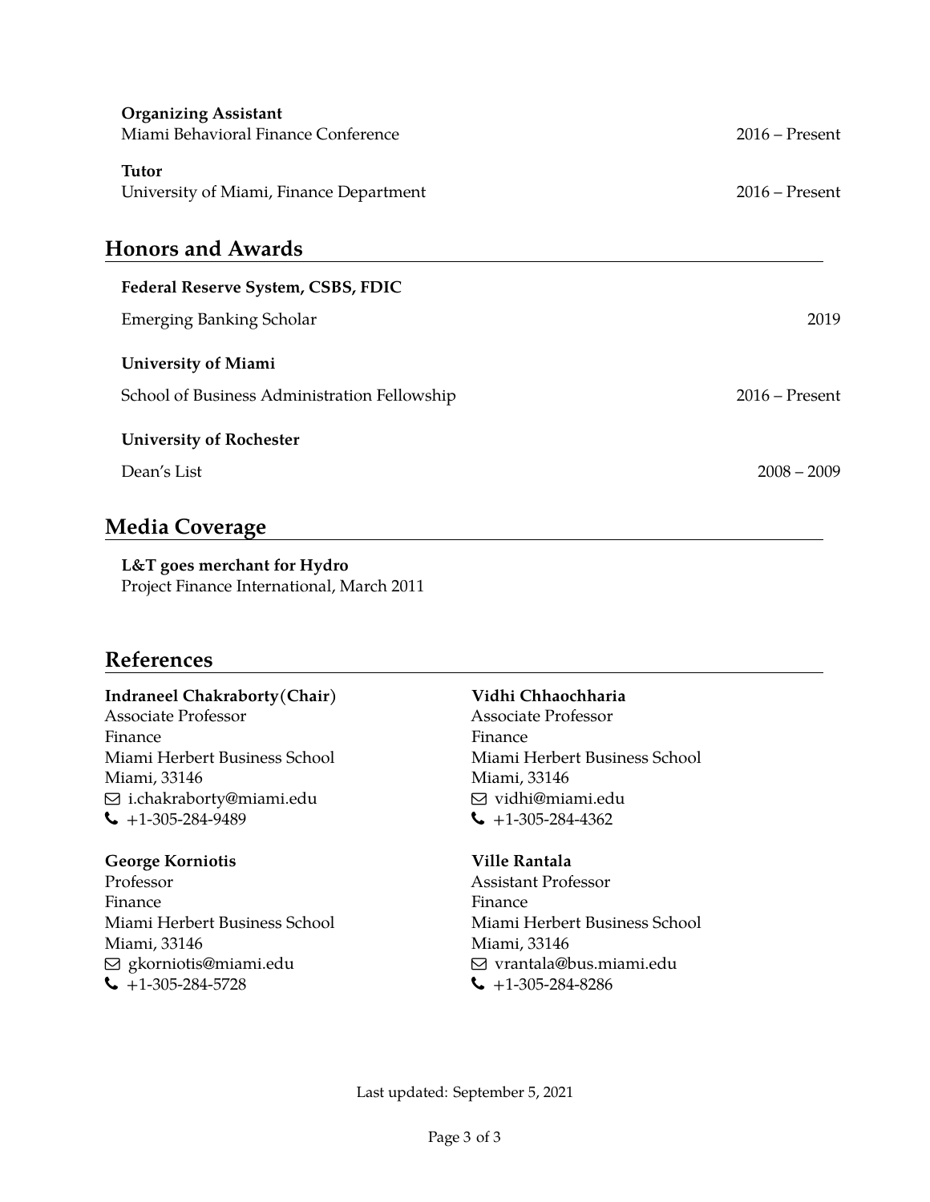**Organizing Assistant**
Miami Behavioral Finance Conference — 2016 – Present

**Tutor**
University of Miami, Finance Department — 2016 – Present

## Honors and Awards

**Federal Reserve System, CSBS, FDIC**

Emerging Banking Scholar — 2019

**University of Miami**

School of Business Administration Fellowship — 2016 – Present

**University of Rochester**

Dean's List — 2008 – 2009

## Media Coverage

**L&T goes merchant for Hydro**
Project Finance International, March 2011

## References

**Indraneel Chakraborty(Chair)**
Associate Professor
Finance
Miami Herbert Business School
Miami, 33146
✉ i.chakraborty@miami.edu
📞 +1-305-284-9489

**Vidhi Chhaochharia**
Associate Professor
Finance
Miami Herbert Business School
Miami, 33146
✉ vidhi@miami.edu
📞 +1-305-284-4362

**George Korniotis**
Professor
Finance
Miami Herbert Business School
Miami, 33146
✉ gkorniotis@miami.edu
📞 +1-305-284-5728

**Ville Rantala**
Assistant Professor
Finance
Miami Herbert Business School
Miami, 33146
✉ vrantala@bus.miami.edu
📞 +1-305-284-8286

Last updated: September 5, 2021